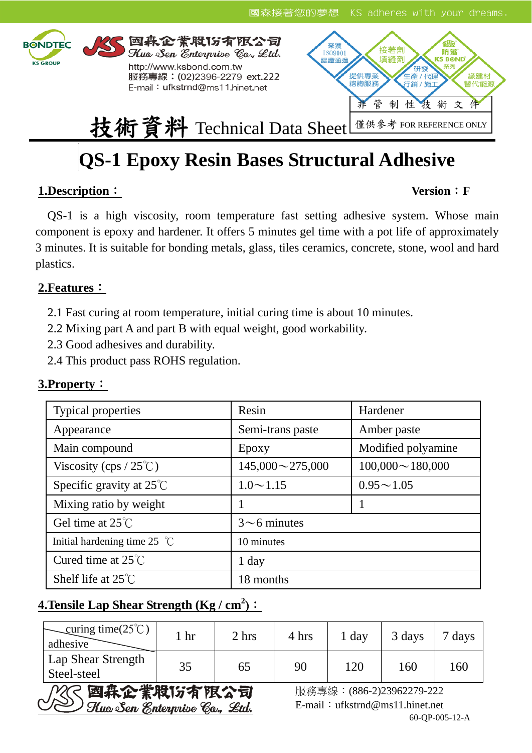國森接著您的夢想 KS adheres with your dreams.

BONDTEC KS GROUP

國森企業股份有限公司
Kuo Sen Enterprise Co., Ltd.
http://www.ksbond.com.tw
服務專線：(02)2396-2279 ext.222
E-mail：ufkstrnd@ms11.hinet.net

榮獲ISO9001認證通過 | 接著劑填縫劑 | 防落 KS BOND 系列 | 提供專業諮詢服務 | 研發生產/代理行銷/施工 | 綠建材替代能源

非管制性技術文件
僅供參考 FOR REFERENCE ONLY

# 技術資料 Technical Data Sheet

# QS-1 Epoxy Resin Bases Structural Adhesive

## 1.Description：

**Version：F**

QS-1 is a high viscosity, room temperature fast setting adhesive system. Whose main component is epoxy and hardener. It offers 5 minutes gel time with a pot life of approximately 3 minutes. It is suitable for bonding metals, glass, tiles ceramics, concrete, stone, wool and hard plastics.

## 2.Features：

2.1 Fast curing at room temperature, initial curing time is about 10 minutes.
2.2 Mixing part A and part B with equal weight, good workability.
2.3 Good adhesives and durability.
2.4 This product pass ROHS regulation.

## 3.Property：

| Typical properties | Resin | Hardener |
|---|---|---|
| Appearance | Semi-trans paste | Amber paste |
| Main compound | Epoxy | Modified polyamine |
| Viscosity (cps / 25℃) | 145,000～275,000 | 100,000～180,000 |
| Specific gravity at 25℃ | 1.0～1.15 | 0.95～1.05 |
| Mixing ratio by weight | 1 | 1 |
| Gel time at 25℃ | 3～6 minutes | |
| Initial hardening time 25 ℃ | 10 minutes | |
| Cured time at 25℃ | 1 day | |
| Shelf life at 25℃ | 18 months | |

## 4.Tensile Lap Shear Strength (Kg / $cm^2$)：

| curing time(25℃) / adhesive | 1 hr | 2 hrs | 4 hrs | 1 day | 3 days | 7 days |
|---|---|---|---|---|---|---|
| Lap Shear Strength Steel-steel | 35 | 65 | 90 | 120 | 160 | 160 |

國森企業股份有限公司
Kuo Sen Enterprise Co., Ltd.

服務專線：(886-2)23962279-222
E-mail：ufkstrnd@ms11.hinet.net

60-QP-005-12-A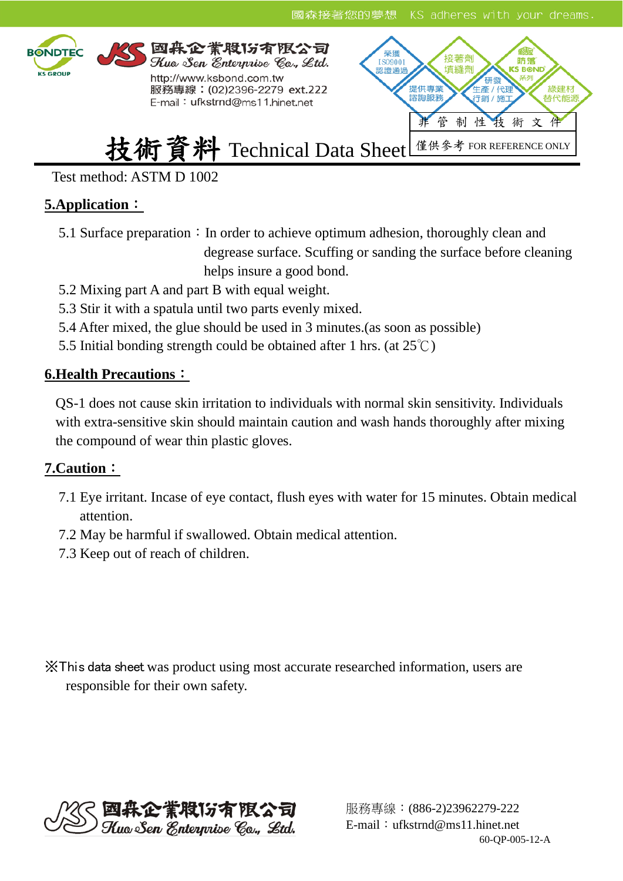Test method: ASTM D 1002

## 5.Application：

5.1 Surface preparation：In order to achieve optimum adhesion, thoroughly clean and degrease surface. Scuffing or sanding the surface before cleaning helps insure a good bond.

5.2 Mixing part A and part B with equal weight.

5.3 Stir it with a spatula until two parts evenly mixed.

5.4 After mixed, the glue should be used in 3 minutes.(as soon as possible)

5.5 Initial bonding strength could be obtained after 1 hrs. (at 25℃)

## 6.Health Precautions：

QS-1 does not cause skin irritation to individuals with normal skin sensitivity. Individuals with extra-sensitive skin should maintain caution and wash hands thoroughly after mixing the compound of wear thin plastic gloves.

## 7.Caution：

7.1 Eye irritant. Incase of eye contact, flush eyes with water for 15 minutes. Obtain medical attention.

7.2 May be harmful if swallowed. Obtain medical attention.

7.3 Keep out of reach of children.

※This data sheet was product using most accurate researched information, users are responsible for their own safety.

國森企業股份有限公司
Kuo Sen Enterprise Co., Ltd.

服務專線：(886-2)23962279-222
E-mail：ufkstrnd@ms11.hinet.net

60-QP-005-12-A